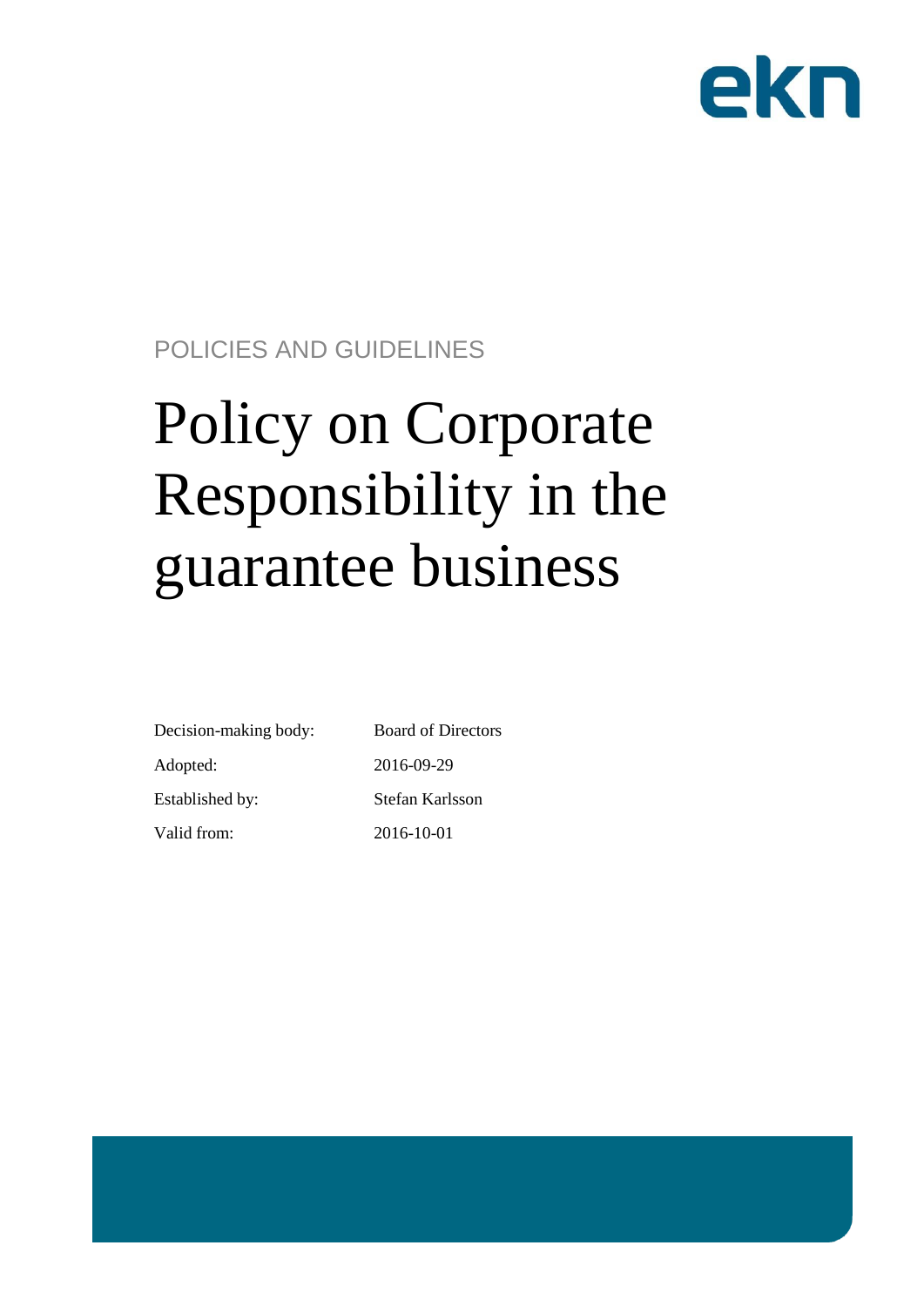ekn

POLICIES AND GUIDELINES

# Policy on Corporate Responsibility in the guarantee business

| | |
|---|---|
| Decision-making body: | Board of Directors |
| Adopted: | 2016-09-29 |
| Established by: | Stefan Karlsson |
| Valid from: | 2016-10-01 |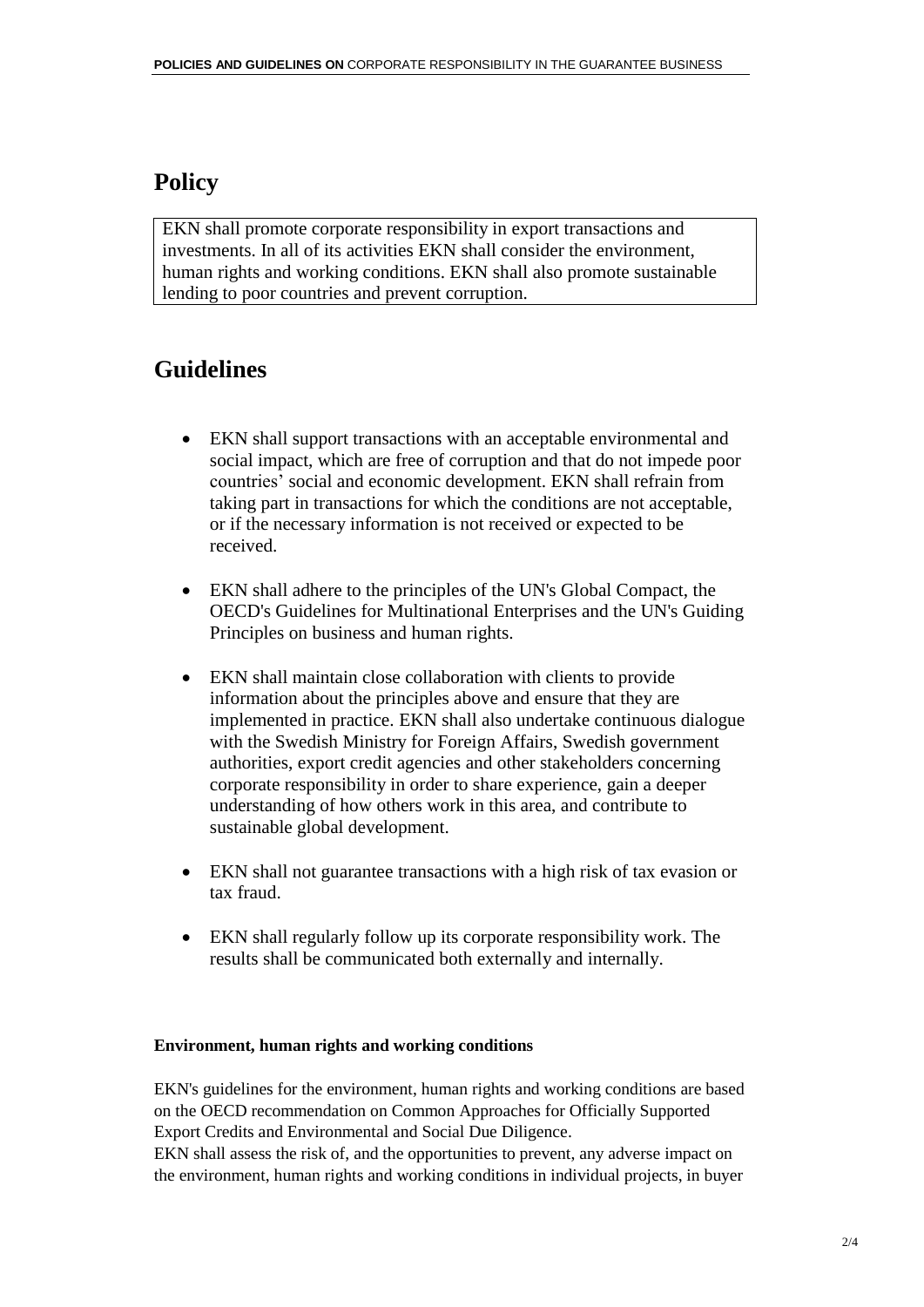# Policy

EKN shall promote corporate responsibility in export transactions and investments. In all of its activities EKN shall consider the environment, human rights and working conditions. EKN shall also promote sustainable lending to poor countries and prevent corruption.

# Guidelines

- EKN shall support transactions with an acceptable environmental and social impact, which are free of corruption and that do not impede poor countries' social and economic development. EKN shall refrain from taking part in transactions for which the conditions are not acceptable, or if the necessary information is not received or expected to be received.
- EKN shall adhere to the principles of the UN's Global Compact, the OECD's Guidelines for Multinational Enterprises and the UN's Guiding Principles on business and human rights.
- EKN shall maintain close collaboration with clients to provide information about the principles above and ensure that they are implemented in practice. EKN shall also undertake continuous dialogue with the Swedish Ministry for Foreign Affairs, Swedish government authorities, export credit agencies and other stakeholders concerning corporate responsibility in order to share experience, gain a deeper understanding of how others work in this area, and contribute to sustainable global development.
- EKN shall not guarantee transactions with a high risk of tax evasion or tax fraud.
- EKN shall regularly follow up its corporate responsibility work. The results shall be communicated both externally and internally.

**Environment, human rights and working conditions**

EKN's guidelines for the environment, human rights and working conditions are based on the OECD recommendation on Common Approaches for Officially Supported Export Credits and Environmental and Social Due Diligence.
EKN shall assess the risk of, and the opportunities to prevent, any adverse impact on the environment, human rights and working conditions in individual projects, in buyer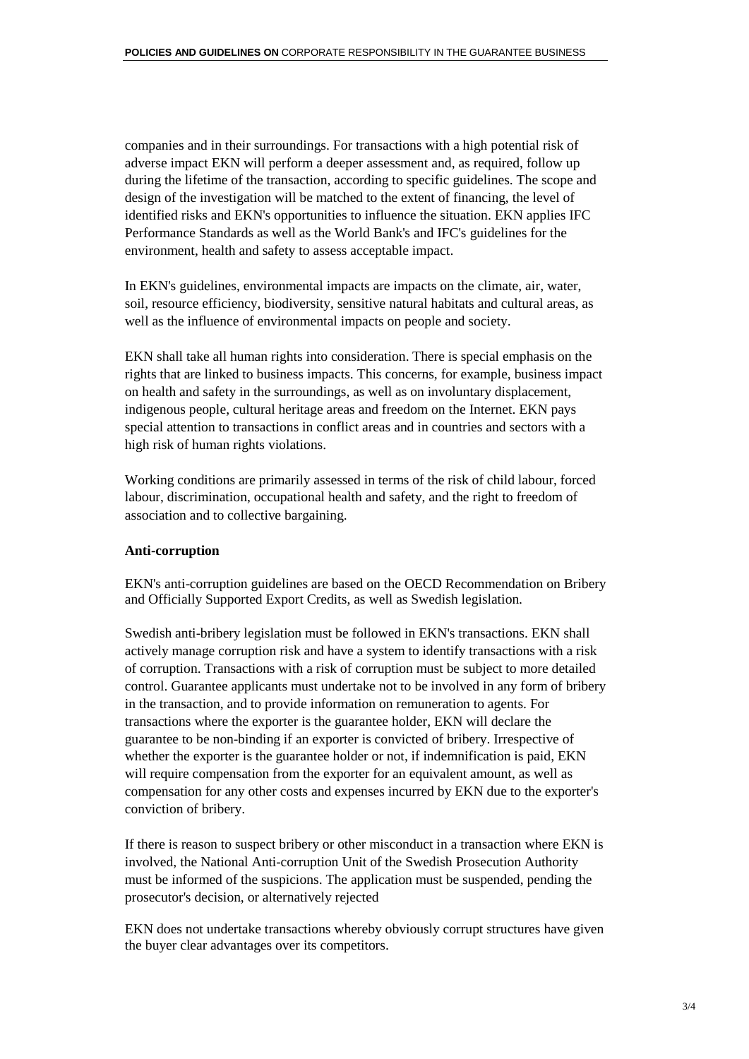companies and in their surroundings. For transactions with a high potential risk of adverse impact EKN will perform a deeper assessment and, as required, follow up during the lifetime of the transaction, according to specific guidelines. The scope and design of the investigation will be matched to the extent of financing, the level of identified risks and EKN's opportunities to influence the situation. EKN applies IFC Performance Standards as well as the World Bank's and IFC's guidelines for the environment, health and safety to assess acceptable impact.

In EKN's guidelines, environmental impacts are impacts on the climate, air, water, soil, resource efficiency, biodiversity, sensitive natural habitats and cultural areas, as well as the influence of environmental impacts on people and society.

EKN shall take all human rights into consideration. There is special emphasis on the rights that are linked to business impacts. This concerns, for example, business impact on health and safety in the surroundings, as well as on involuntary displacement, indigenous people, cultural heritage areas and freedom on the Internet. EKN pays special attention to transactions in conflict areas and in countries and sectors with a high risk of human rights violations.

Working conditions are primarily assessed in terms of the risk of child labour, forced labour, discrimination, occupational health and safety, and the right to freedom of association and to collective bargaining.

**Anti-corruption**

EKN's anti-corruption guidelines are based on the OECD Recommendation on Bribery and Officially Supported Export Credits, as well as Swedish legislation.

Swedish anti-bribery legislation must be followed in EKN's transactions. EKN shall actively manage corruption risk and have a system to identify transactions with a risk of corruption. Transactions with a risk of corruption must be subject to more detailed control. Guarantee applicants must undertake not to be involved in any form of bribery in the transaction, and to provide information on remuneration to agents. For transactions where the exporter is the guarantee holder, EKN will declare the guarantee to be non-binding if an exporter is convicted of bribery. Irrespective of whether the exporter is the guarantee holder or not, if indemnification is paid, EKN will require compensation from the exporter for an equivalent amount, as well as compensation for any other costs and expenses incurred by EKN due to the exporter's conviction of bribery.

If there is reason to suspect bribery or other misconduct in a transaction where EKN is involved, the National Anti-corruption Unit of the Swedish Prosecution Authority must be informed of the suspicions. The application must be suspended, pending the prosecutor's decision, or alternatively rejected

EKN does not undertake transactions whereby obviously corrupt structures have given the buyer clear advantages over its competitors.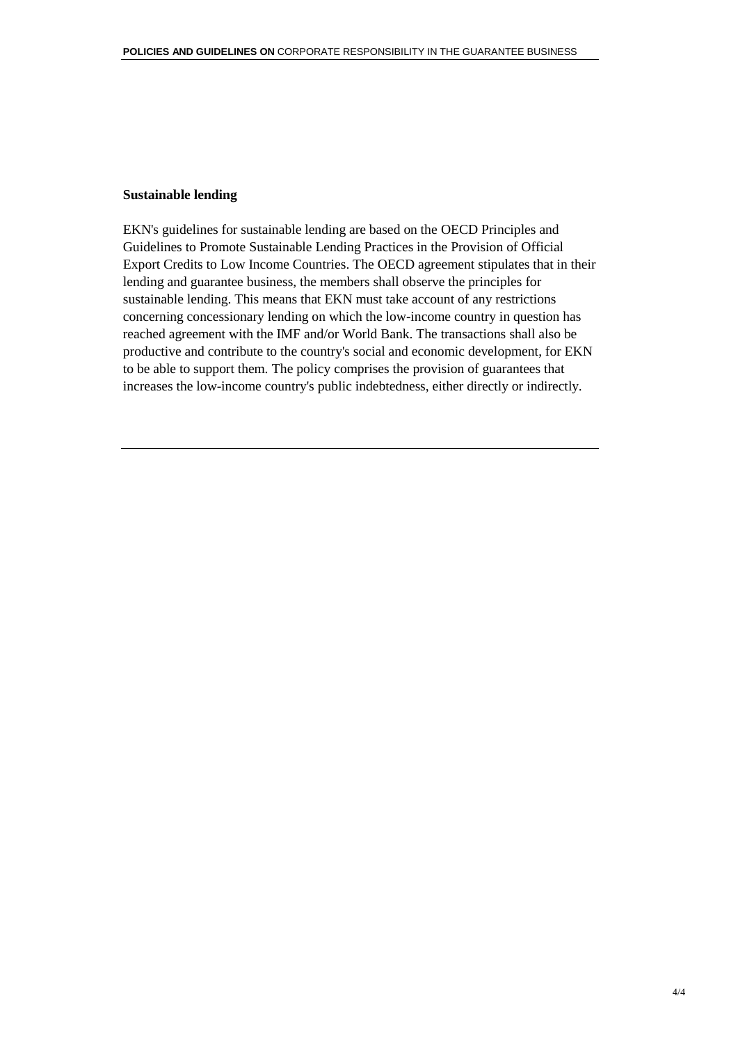## Sustainable lending

EKN's guidelines for sustainable lending are based on the OECD Principles and Guidelines to Promote Sustainable Lending Practices in the Provision of Official Export Credits to Low Income Countries. The OECD agreement stipulates that in their lending and guarantee business, the members shall observe the principles for sustainable lending. This means that EKN must take account of any restrictions concerning concessionary lending on which the low-income country in question has reached agreement with the IMF and/or World Bank. The transactions shall also be productive and contribute to the country's social and economic development, for EKN to be able to support them. The policy comprises the provision of guarantees that increases the low-income country's public indebtedness, either directly or indirectly.